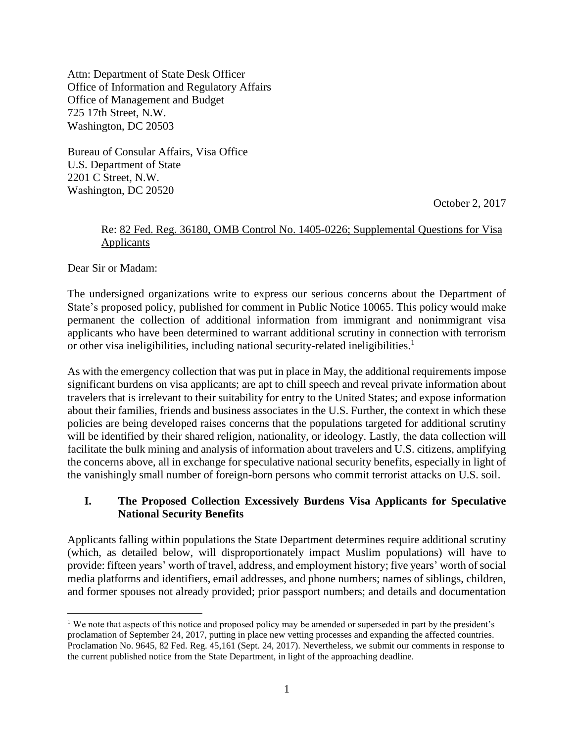Attn: Department of State Desk Officer
Office of Information and Regulatory Affairs
Office of Management and Budget
725 17th Street, N.W.
Washington, DC 20503

Bureau of Consular Affairs, Visa Office
U.S. Department of State
2201 C Street, N.W.
Washington, DC 20520

October 2, 2017

Re: 82 Fed. Reg. 36180, OMB Control No. 1405-0226; Supplemental Questions for Visa Applicants

Dear Sir or Madam:

The undersigned organizations write to express our serious concerns about the Department of State's proposed policy, published for comment in Public Notice 10065. This policy would make permanent the collection of additional information from immigrant and nonimmigrant visa applicants who have been determined to warrant additional scrutiny in connection with terrorism or other visa ineligibilities, including national security-related ineligibilities.[1]

As with the emergency collection that was put in place in May, the additional requirements impose significant burdens on visa applicants; are apt to chill speech and reveal private information about travelers that is irrelevant to their suitability for entry to the United States; and expose information about their families, friends and business associates in the U.S. Further, the context in which these policies are being developed raises concerns that the populations targeted for additional scrutiny will be identified by their shared religion, nationality, or ideology. Lastly, the data collection will facilitate the bulk mining and analysis of information about travelers and U.S. citizens, amplifying the concerns above, all in exchange for speculative national security benefits, especially in light of the vanishingly small number of foreign-born persons who commit terrorist attacks on U.S. soil.

## I. The Proposed Collection Excessively Burdens Visa Applicants for Speculative National Security Benefits

Applicants falling within populations the State Department determines require additional scrutiny (which, as detailed below, will disproportionately impact Muslim populations) will have to provide: fifteen years' worth of travel, address, and employment history; five years' worth of social media platforms and identifiers, email addresses, and phone numbers; names of siblings, children, and former spouses not already provided; prior passport numbers; and details and documentation

---

[1] We note that aspects of this notice and proposed policy may be amended or superseded in part by the president's proclamation of September 24, 2017, putting in place new vetting processes and expanding the affected countries. Proclamation No. 9645, 82 Fed. Reg. 45,161 (Sept. 24, 2017). Nevertheless, we submit our comments in response to the current published notice from the State Department, in light of the approaching deadline.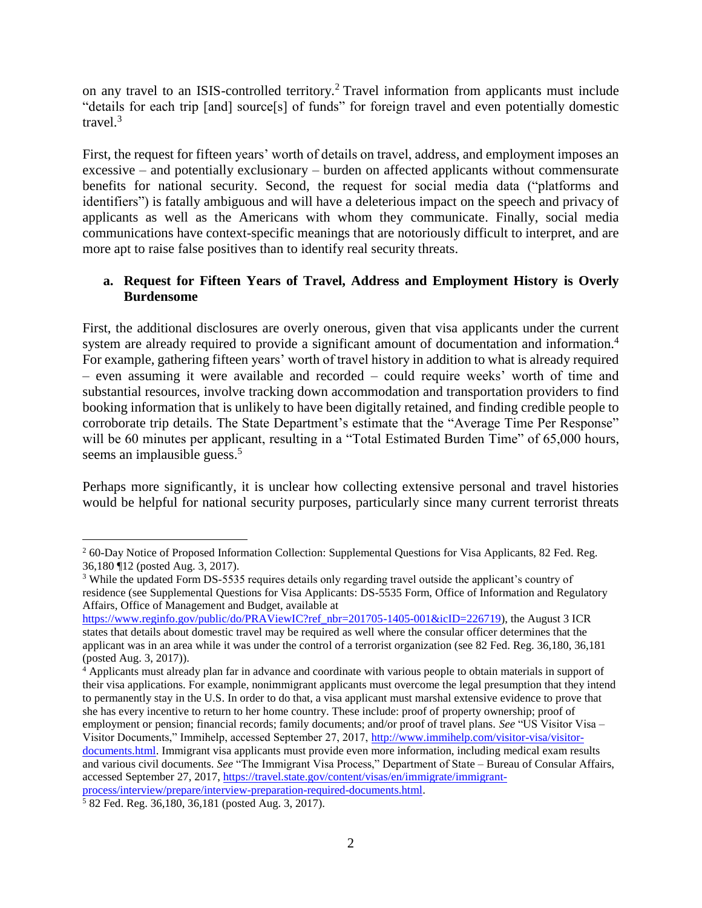on any travel to an ISIS-controlled territory.[2] Travel information from applicants must include "details for each trip [and] source[s] of funds" for foreign travel and even potentially domestic travel.[3]

First, the request for fifteen years' worth of details on travel, address, and employment imposes an excessive – and potentially exclusionary – burden on affected applicants without commensurate benefits for national security. Second, the request for social media data ("platforms and identifiers") is fatally ambiguous and will have a deleterious impact on the speech and privacy of applicants as well as the Americans with whom they communicate. Finally, social media communications have context-specific meanings that are notoriously difficult to interpret, and are more apt to raise false positives than to identify real security threats.

### a. Request for Fifteen Years of Travel, Address and Employment History is Overly Burdensome

First, the additional disclosures are overly onerous, given that visa applicants under the current system are already required to provide a significant amount of documentation and information.[4] For example, gathering fifteen years' worth of travel history in addition to what is already required – even assuming it were available and recorded – could require weeks' worth of time and substantial resources, involve tracking down accommodation and transportation providers to find booking information that is unlikely to have been digitally retained, and finding credible people to corroborate trip details. The State Department's estimate that the "Average Time Per Response" will be 60 minutes per applicant, resulting in a "Total Estimated Burden Time" of 65,000 hours, seems an implausible guess.[5]

Perhaps more significantly, it is unclear how collecting extensive personal and travel histories would be helpful for national security purposes, particularly since many current terrorist threats

---

[2] 60-Day Notice of Proposed Information Collection: Supplemental Questions for Visa Applicants, 82 Fed. Reg. 36,180 ¶12 (posted Aug. 3, 2017).

[3] While the updated Form DS-5535 requires details only regarding travel outside the applicant's country of residence (see Supplemental Questions for Visa Applicants: DS-5535 Form, Office of Information and Regulatory Affairs, Office of Management and Budget, available at https://www.reginfo.gov/public/do/PRAViewIC?ref_nbr=201705-1405-001&icID=226719), the August 3 ICR states that details about domestic travel may be required as well where the consular officer determines that the applicant was in an area while it was under the control of a terrorist organization (see 82 Fed. Reg. 36,180, 36,181 (posted Aug. 3, 2017)).

[4] Applicants must already plan far in advance and coordinate with various people to obtain materials in support of their visa applications. For example, nonimmigrant applicants must overcome the legal presumption that they intend to permanently stay in the U.S. In order to do that, a visa applicant must marshal extensive evidence to prove that she has every incentive to return to her home country. These include: proof of property ownership; proof of employment or pension; financial records; family documents; and/or proof of travel plans. *See* "US Visitor Visa – Visitor Documents," Immihelp, accessed September 27, 2017, http://www.immihelp.com/visitor-visa/visitor-documents.html. Immigrant visa applicants must provide even more information, including medical exam results and various civil documents. *See* "The Immigrant Visa Process," Department of State – Bureau of Consular Affairs, accessed September 27, 2017, https://travel.state.gov/content/visas/en/immigrate/immigrant-process/interview/prepare/interview-preparation-required-documents.html.

[5] 82 Fed. Reg. 36,180, 36,181 (posted Aug. 3, 2017).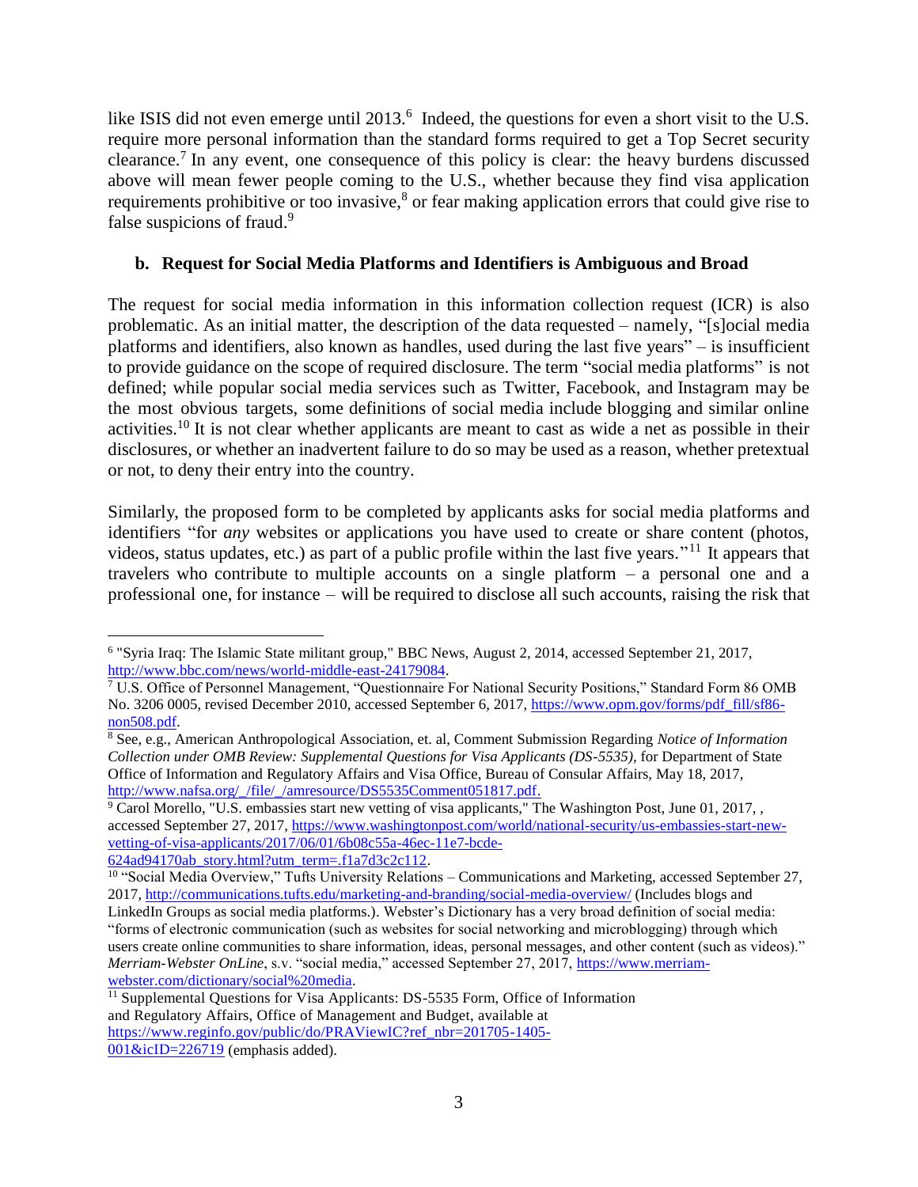like ISIS did not even emerge until 2013.[6] Indeed, the questions for even a short visit to the U.S. require more personal information than the standard forms required to get a Top Secret security clearance.[7] In any event, one consequence of this policy is clear: the heavy burdens discussed above will mean fewer people coming to the U.S., whether because they find visa application requirements prohibitive or too invasive,[8] or fear making application errors that could give rise to false suspicions of fraud.[9]

### b. Request for Social Media Platforms and Identifiers is Ambiguous and Broad

The request for social media information in this information collection request (ICR) is also problematic. As an initial matter, the description of the data requested – namely, "[s]ocial media platforms and identifiers, also known as handles, used during the last five years" – is insufficient to provide guidance on the scope of required disclosure. The term "social media platforms" is not defined; while popular social media services such as Twitter, Facebook, and Instagram may be the most obvious targets, some definitions of social media include blogging and similar online activities.[10] It is not clear whether applicants are meant to cast as wide a net as possible in their disclosures, or whether an inadvertent failure to do so may be used as a reason, whether pretextual or not, to deny their entry into the country.

Similarly, the proposed form to be completed by applicants asks for social media platforms and identifiers "for *any* websites or applications you have used to create or share content (photos, videos, status updates, etc.) as part of a public profile within the last five years."[11] It appears that travelers who contribute to multiple accounts on a single platform – a personal one and a professional one, for instance – will be required to disclose all such accounts, raising the risk that

---

[6] "Syria Iraq: The Islamic State militant group," BBC News, August 2, 2014, accessed September 21, 2017, http://www.bbc.com/news/world-middle-east-24179084.

[7] U.S. Office of Personnel Management, "Questionnaire For National Security Positions," Standard Form 86 OMB No. 3206 0005, revised December 2010, accessed September 6, 2017, https://www.opm.gov/forms/pdf_fill/sf86-non508.pdf.

[8] See, e.g., American Anthropological Association, et. al, Comment Submission Regarding *Notice of Information Collection under OMB Review: Supplemental Questions for Visa Applicants (DS-5535)*, for Department of State Office of Information and Regulatory Affairs and Visa Office, Bureau of Consular Affairs, May 18, 2017, http://www.nafsa.org/_/file/_/amresource/DS5535Comment051817.pdf.

[9] Carol Morello, "U.S. embassies start new vetting of visa applicants," The Washington Post, June 01, 2017, , accessed September 27, 2017, https://www.washingtonpost.com/world/national-security/us-embassies-start-new-vetting-of-visa-applicants/2017/06/01/6b08c55a-46ec-11e7-bcde-624ad94170ab_story.html?utm_term=.f1a7d3c2c112.

[10] "Social Media Overview," Tufts University Relations – Communications and Marketing, accessed September 27, 2017, http://communications.tufts.edu/marketing-and-branding/social-media-overview/ (Includes blogs and LinkedIn Groups as social media platforms.). Webster's Dictionary has a very broad definition of social media: "forms of electronic communication (such as websites for social networking and microblogging) through which users create online communities to share information, ideas, personal messages, and other content (such as videos)." *Merriam-Webster OnLine*, s.v. "social media," accessed September 27, 2017, https://www.merriam-webster.com/dictionary/social%20media.

[11] Supplemental Questions for Visa Applicants: DS-5535 Form, Office of Information and Regulatory Affairs, Office of Management and Budget, available at https://www.reginfo.gov/public/do/PRAViewIC?ref_nbr=201705-1405-001&icID=226719 (emphasis added).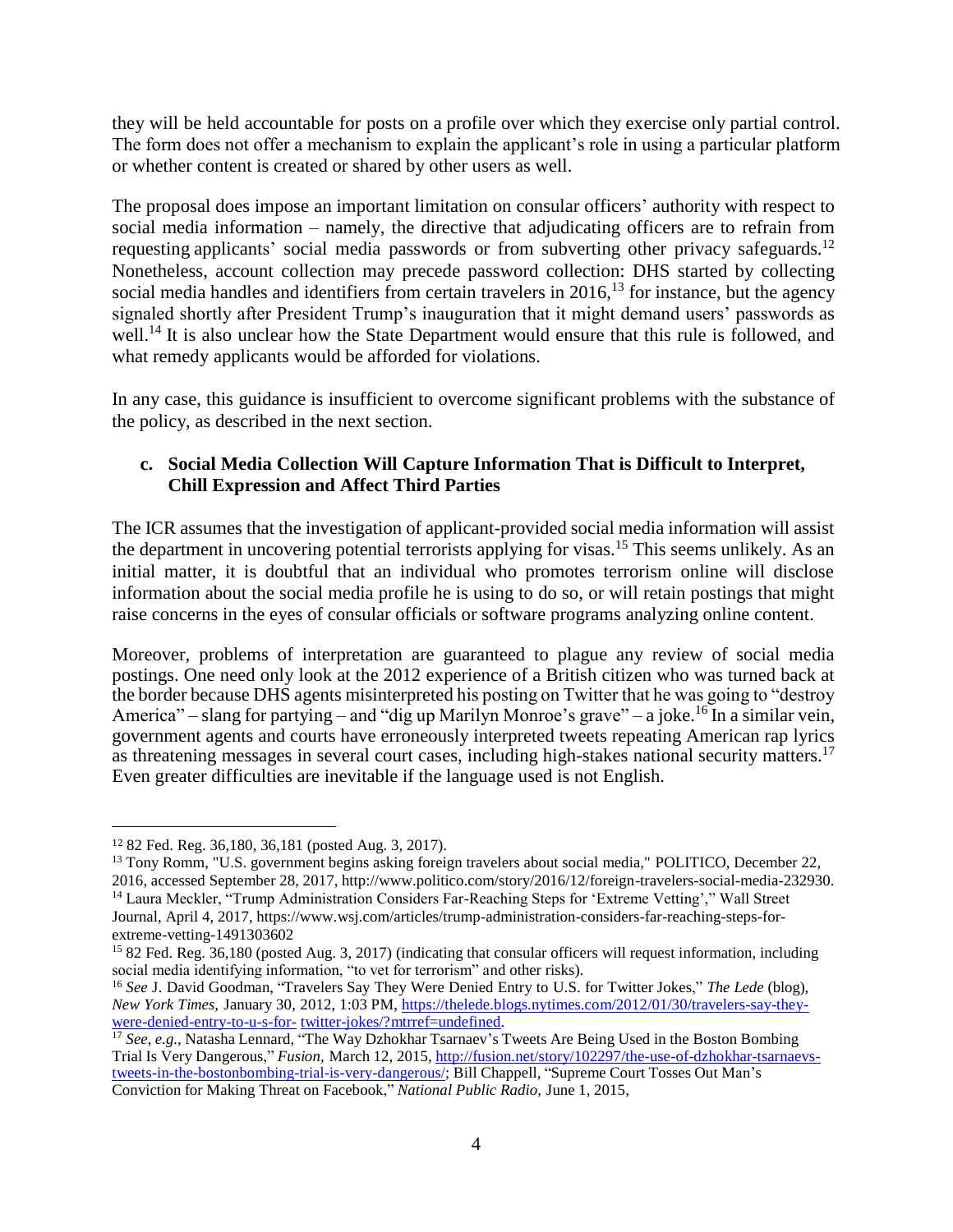they will be held accountable for posts on a profile over which they exercise only partial control. The form does not offer a mechanism to explain the applicant's role in using a particular platform or whether content is created or shared by other users as well.

The proposal does impose an important limitation on consular officers' authority with respect to social media information – namely, the directive that adjudicating officers are to refrain from requesting applicants' social media passwords or from subverting other privacy safeguards.[12] Nonetheless, account collection may precede password collection: DHS started by collecting social media handles and identifiers from certain travelers in 2016,[13] for instance, but the agency signaled shortly after President Trump's inauguration that it might demand users' passwords as well.[14] It is also unclear how the State Department would ensure that this rule is followed, and what remedy applicants would be afforded for violations.

In any case, this guidance is insufficient to overcome significant problems with the substance of the policy, as described in the next section.

### c. Social Media Collection Will Capture Information That is Difficult to Interpret, Chill Expression and Affect Third Parties

The ICR assumes that the investigation of applicant-provided social media information will assist the department in uncovering potential terrorists applying for visas.[15] This seems unlikely. As an initial matter, it is doubtful that an individual who promotes terrorism online will disclose information about the social media profile he is using to do so, or will retain postings that might raise concerns in the eyes of consular officials or software programs analyzing online content.

Moreover, problems of interpretation are guaranteed to plague any review of social media postings. One need only look at the 2012 experience of a British citizen who was turned back at the border because DHS agents misinterpreted his posting on Twitter that he was going to "destroy America" – slang for partying – and "dig up Marilyn Monroe's grave" – a joke.[16] In a similar vein, government agents and courts have erroneously interpreted tweets repeating American rap lyrics as threatening messages in several court cases, including high-stakes national security matters.[17] Even greater difficulties are inevitable if the language used is not English.

---

[12] 82 Fed. Reg. 36,180, 36,181 (posted Aug. 3, 2017).

[13] Tony Romm, "U.S. government begins asking foreign travelers about social media," POLITICO, December 22, 2016, accessed September 28, 2017, http://www.politico.com/story/2016/12/foreign-travelers-social-media-232930.

[14] Laura Meckler, "Trump Administration Considers Far-Reaching Steps for 'Extreme Vetting'," Wall Street Journal, April 4, 2017, https://www.wsj.com/articles/trump-administration-considers-far-reaching-steps-for-extreme-vetting-1491303602

[15] 82 Fed. Reg. 36,180 (posted Aug. 3, 2017) (indicating that consular officers will request information, including social media identifying information, "to vet for terrorism" and other risks).

[16] *See* J. David Goodman, "Travelers Say They Were Denied Entry to U.S. for Twitter Jokes," *The Lede* (blog), *New York Times,* January 30, 2012, 1:03 PM, https://thelede.blogs.nytimes.com/2012/01/30/travelers-say-they-were-denied-entry-to-u-s-for- twitter-jokes/?mtrref=undefined.

[17] *See, e.g.*, Natasha Lennard, "The Way Dzhokhar Tsarnaev's Tweets Are Being Used in the Boston Bombing Trial Is Very Dangerous," *Fusion,* March 12, 2015, http://fusion.net/story/102297/the-use-of-dzhokhar-tsarnaevs-tweets-in-the-bostonbombing-trial-is-very-dangerous/; Bill Chappell, "Supreme Court Tosses Out Man's Conviction for Making Threat on Facebook," *National Public Radio,* June 1, 2015,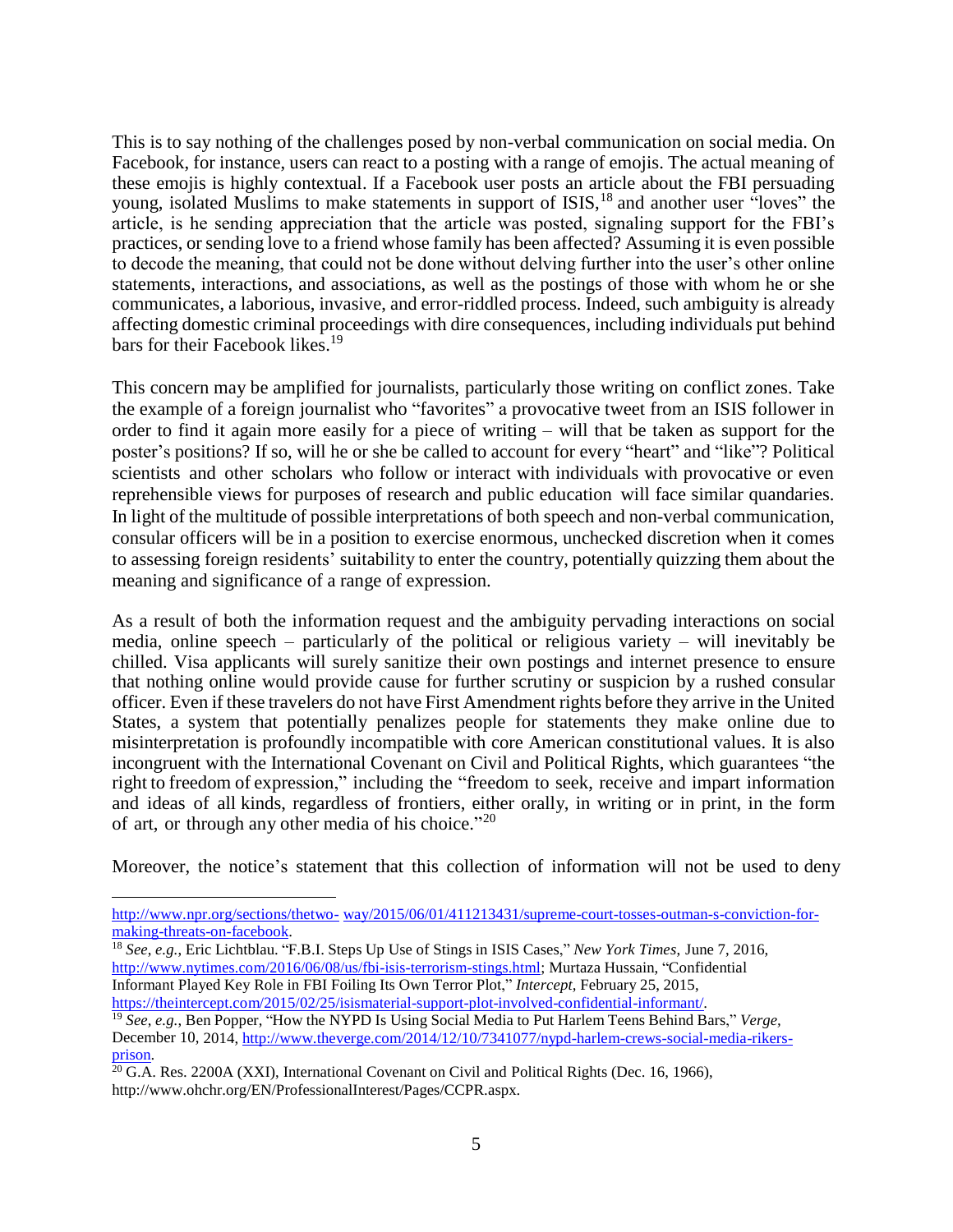This is to say nothing of the challenges posed by non-verbal communication on social media. On Facebook, for instance, users can react to a posting with a range of emojis. The actual meaning of these emojis is highly contextual. If a Facebook user posts an article about the FBI persuading young, isolated Muslims to make statements in support of ISIS,[18] and another user "loves" the article, is he sending appreciation that the article was posted, signaling support for the FBI's practices, or sending love to a friend whose family has been affected? Assuming it is even possible to decode the meaning, that could not be done without delving further into the user's other online statements, interactions, and associations, as well as the postings of those with whom he or she communicates, a laborious, invasive, and error-riddled process. Indeed, such ambiguity is already affecting domestic criminal proceedings with dire consequences, including individuals put behind bars for their Facebook likes.[19]

This concern may be amplified for journalists, particularly those writing on conflict zones. Take the example of a foreign journalist who "favorites" a provocative tweet from an ISIS follower in order to find it again more easily for a piece of writing – will that be taken as support for the poster's positions? If so, will he or she be called to account for every "heart" and "like"? Political scientists and other scholars who follow or interact with individuals with provocative or even reprehensible views for purposes of research and public education will face similar quandaries. In light of the multitude of possible interpretations of both speech and non-verbal communication, consular officers will be in a position to exercise enormous, unchecked discretion when it comes to assessing foreign residents' suitability to enter the country, potentially quizzing them about the meaning and significance of a range of expression.

As a result of both the information request and the ambiguity pervading interactions on social media, online speech – particularly of the political or religious variety – will inevitably be chilled. Visa applicants will surely sanitize their own postings and internet presence to ensure that nothing online would provide cause for further scrutiny or suspicion by a rushed consular officer. Even if these travelers do not have First Amendment rights before they arrive in the United States, a system that potentially penalizes people for statements they make online due to misinterpretation is profoundly incompatible with core American constitutional values. It is also incongruent with the International Covenant on Civil and Political Rights, which guarantees "the right to freedom of expression," including the "freedom to seek, receive and impart information and ideas of all kinds, regardless of frontiers, either orally, in writing or in print, in the form of art, or through any other media of his choice."[20]

Moreover, the notice's statement that this collection of information will not be used to deny

---

http://www.npr.org/sections/thetwo- way/2015/06/01/411213431/supreme-court-tosses-outman-s-conviction-for-making-threats-on-facebook.

[18] *See*, *e.g.*, Eric Lichtblau. "F.B.I. Steps Up Use of Stings in ISIS Cases," *New York Times*, June 7, 2016, http://www.nytimes.com/2016/06/08/us/fbi-isis-terrorism-stings.html; Murtaza Hussain, "Confidential Informant Played Key Role in FBI Foiling Its Own Terror Plot," *Intercept*, February 25, 2015, https://theintercept.com/2015/02/25/isismaterial-support-plot-involved-confidential-informant/.

[19] *See*, *e.g.*, Ben Popper, "How the NYPD Is Using Social Media to Put Harlem Teens Behind Bars," *Verge*, December 10, 2014, http://www.theverge.com/2014/12/10/7341077/nypd-harlem-crews-social-media-rikers-prison.

[20] G.A. Res. 2200A (XXI), International Covenant on Civil and Political Rights (Dec. 16, 1966), http://www.ohchr.org/EN/ProfessionalInterest/Pages/CCPR.aspx.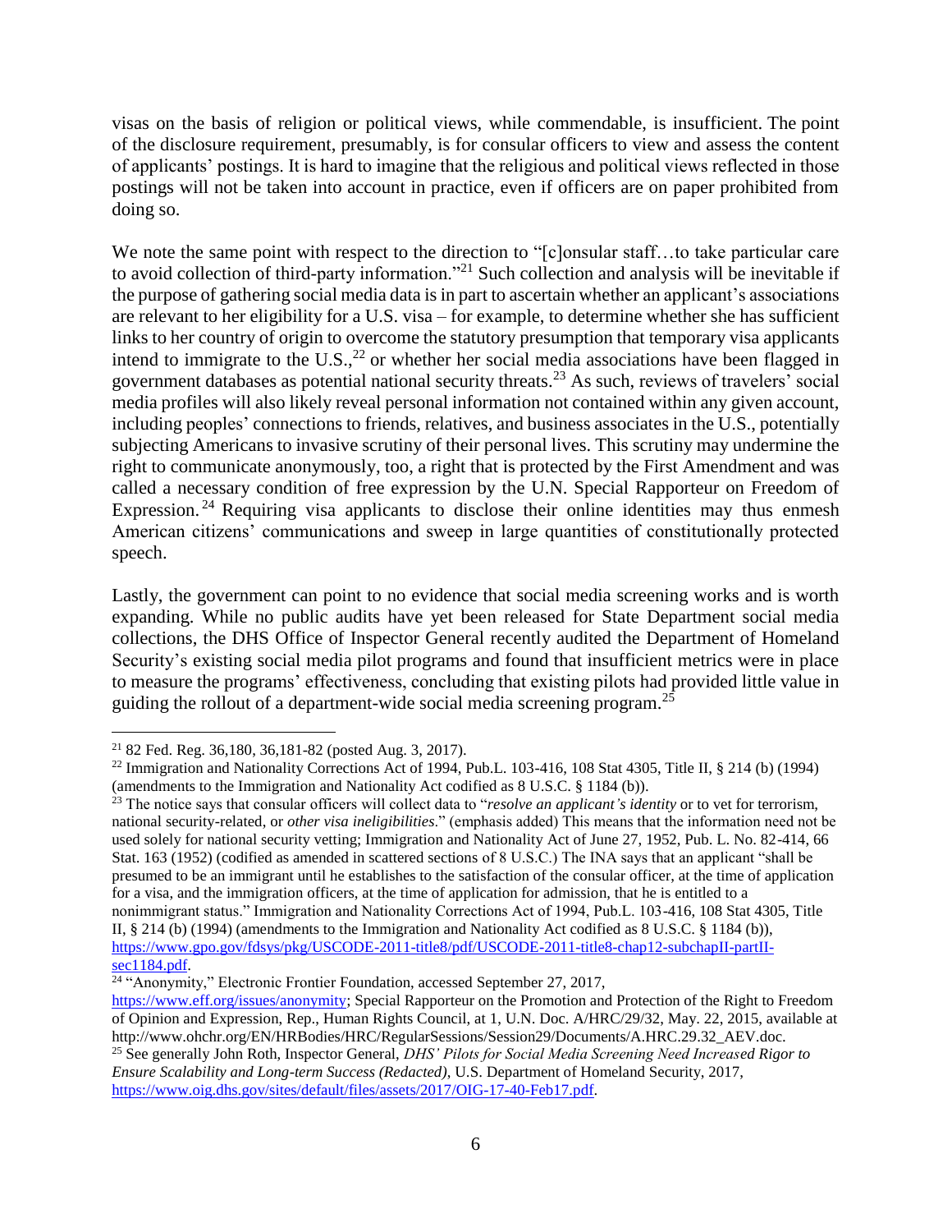visas on the basis of religion or political views, while commendable, is insufficient. The point of the disclosure requirement, presumably, is for consular officers to view and assess the content of applicants' postings. It is hard to imagine that the religious and political views reflected in those postings will not be taken into account in practice, even if officers are on paper prohibited from doing so.

We note the same point with respect to the direction to "[c]onsular staff…to take particular care to avoid collection of third-party information."[21] Such collection and analysis will be inevitable if the purpose of gathering social media data is in part to ascertain whether an applicant's associations are relevant to her eligibility for a U.S. visa – for example, to determine whether she has sufficient links to her country of origin to overcome the statutory presumption that temporary visa applicants intend to immigrate to the U.S.,[22] or whether her social media associations have been flagged in government databases as potential national security threats.[23] As such, reviews of travelers' social media profiles will also likely reveal personal information not contained within any given account, including peoples' connections to friends, relatives, and business associates in the U.S., potentially subjecting Americans to invasive scrutiny of their personal lives. This scrutiny may undermine the right to communicate anonymously, too, a right that is protected by the First Amendment and was called a necessary condition of free expression by the U.N. Special Rapporteur on Freedom of Expression.[24] Requiring visa applicants to disclose their online identities may thus enmesh American citizens' communications and sweep in large quantities of constitutionally protected speech.

Lastly, the government can point to no evidence that social media screening works and is worth expanding. While no public audits have yet been released for State Department social media collections, the DHS Office of Inspector General recently audited the Department of Homeland Security's existing social media pilot programs and found that insufficient metrics were in place to measure the programs' effectiveness, concluding that existing pilots had provided little value in guiding the rollout of a department-wide social media screening program.[25]

---

[21] 82 Fed. Reg. 36,180, 36,181-82 (posted Aug. 3, 2017).

[22] Immigration and Nationality Corrections Act of 1994, Pub.L. 103-416, 108 Stat 4305, Title II, § 214 (b) (1994) (amendments to the Immigration and Nationality Act codified as 8 U.S.C. § 1184 (b)).

[23] The notice says that consular officers will collect data to "*resolve an applicant's identity* or to vet for terrorism, national security-related, or *other visa ineligibilities*." (emphasis added) This means that the information need not be used solely for national security vetting; Immigration and Nationality Act of June 27, 1952, Pub. L. No. 82-414, 66 Stat. 163 (1952) (codified as amended in scattered sections of 8 U.S.C.) The INA says that an applicant "shall be presumed to be an immigrant until he establishes to the satisfaction of the consular officer, at the time of application for a visa, and the immigration officers, at the time of application for admission, that he is entitled to a nonimmigrant status." Immigration and Nationality Corrections Act of 1994, Pub.L. 103-416, 108 Stat 4305, Title II, § 214 (b) (1994) (amendments to the Immigration and Nationality Act codified as 8 U.S.C. § 1184 (b)), https://www.gpo.gov/fdsys/pkg/USCODE-2011-title8/pdf/USCODE-2011-title8-chap12-subchapII-partII-sec1184.pdf.

[24] "Anonymity," Electronic Frontier Foundation, accessed September 27, 2017, https://www.eff.org/issues/anonymity; Special Rapporteur on the Promotion and Protection of the Right to Freedom of Opinion and Expression, Rep., Human Rights Council, at 1, U.N. Doc. A/HRC/29/32, May. 22, 2015, available at http://www.ohchr.org/EN/HRBodies/HRC/RegularSessions/Session29/Documents/A.HRC.29.32_AEV.doc.

[25] See generally John Roth, Inspector General, *DHS' Pilots for Social Media Screening Need Increased Rigor to Ensure Scalability and Long-term Success (Redacted)*, U.S. Department of Homeland Security, 2017, https://www.oig.dhs.gov/sites/default/files/assets/2017/OIG-17-40-Feb17.pdf.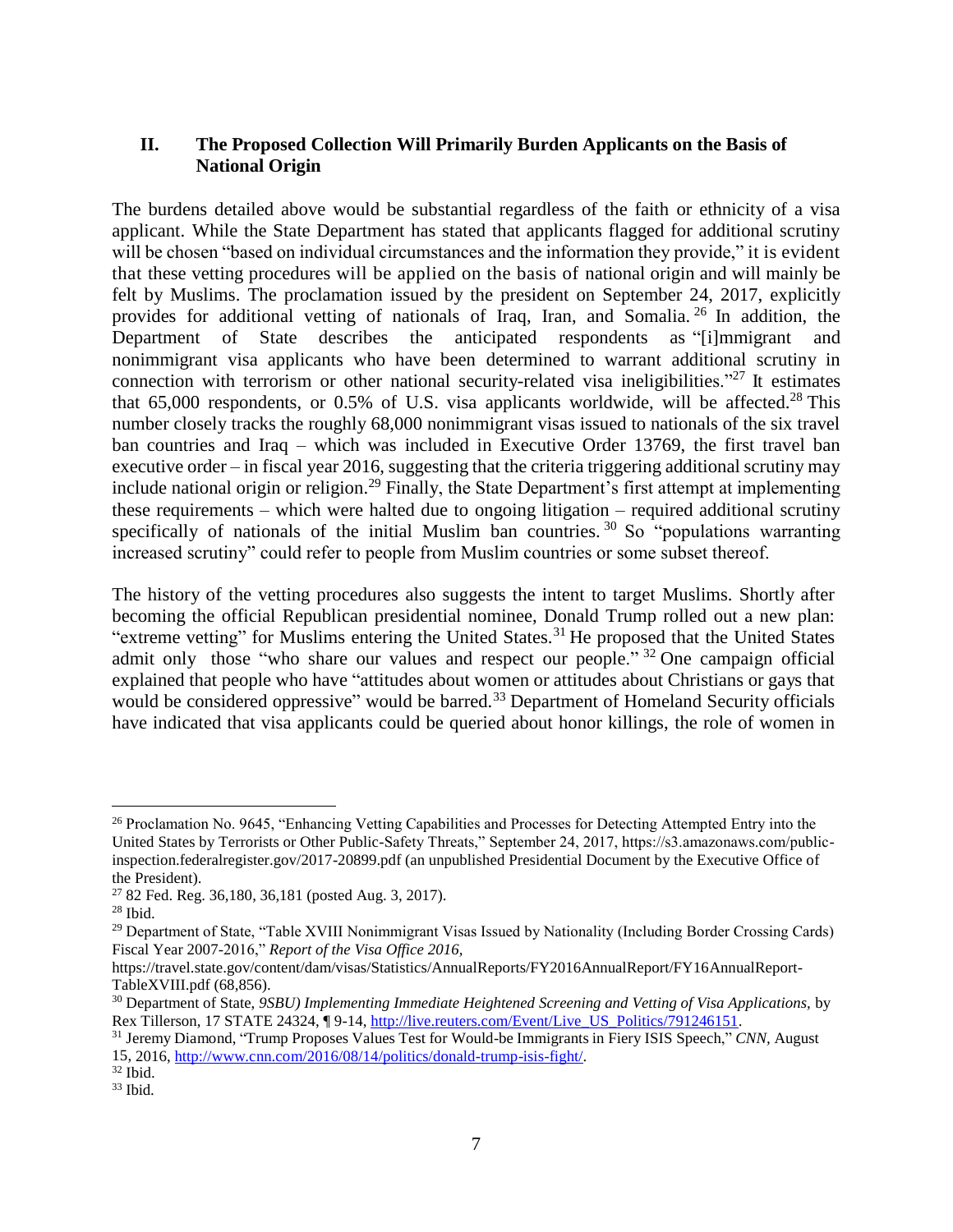## II. The Proposed Collection Will Primarily Burden Applicants on the Basis of National Origin

The burdens detailed above would be substantial regardless of the faith or ethnicity of a visa applicant. While the State Department has stated that applicants flagged for additional scrutiny will be chosen "based on individual circumstances and the information they provide," it is evident that these vetting procedures will be applied on the basis of national origin and will mainly be felt by Muslims. The proclamation issued by the president on September 24, 2017, explicitly provides for additional vetting of nationals of Iraq, Iran, and Somalia.[26] In addition, the Department of State describes the anticipated respondents as "[i]mmigrant and nonimmigrant visa applicants who have been determined to warrant additional scrutiny in connection with terrorism or other national security-related visa ineligibilities."[27] It estimates that 65,000 respondents, or 0.5% of U.S. visa applicants worldwide, will be affected.[28] This number closely tracks the roughly 68,000 nonimmigrant visas issued to nationals of the six travel ban countries and Iraq – which was included in Executive Order 13769, the first travel ban executive order – in fiscal year 2016, suggesting that the criteria triggering additional scrutiny may include national origin or religion.[29] Finally, the State Department's first attempt at implementing these requirements – which were halted due to ongoing litigation – required additional scrutiny specifically of nationals of the initial Muslim ban countries.[30] So "populations warranting increased scrutiny" could refer to people from Muslim countries or some subset thereof.

The history of the vetting procedures also suggests the intent to target Muslims. Shortly after becoming the official Republican presidential nominee, Donald Trump rolled out a new plan: "extreme vetting" for Muslims entering the United States.[31] He proposed that the United States admit only those "who share our values and respect our people."[32] One campaign official explained that people who have "attitudes about women or attitudes about Christians or gays that would be considered oppressive" would be barred.[33] Department of Homeland Security officials have indicated that visa applicants could be queried about honor killings, the role of women in

---

[26] Proclamation No. 9645, "Enhancing Vetting Capabilities and Processes for Detecting Attempted Entry into the United States by Terrorists or Other Public-Safety Threats," September 24, 2017, https://s3.amazonaws.com/public-inspection.federalregister.gov/2017-20899.pdf (an unpublished Presidential Document by the Executive Office of the President).

[27] 82 Fed. Reg. 36,180, 36,181 (posted Aug. 3, 2017).

[28] Ibid.

[29] Department of State, "Table XVIII Nonimmigrant Visas Issued by Nationality (Including Border Crossing Cards) Fiscal Year 2007-2016," *Report of the Visa Office 2016*, https://travel.state.gov/content/dam/visas/Statistics/AnnualReports/FY2016AnnualReport/FY16AnnualReport-TableXVIII.pdf (68,856).

[30] Department of State, *9SBU) Implementing Immediate Heightened Screening and Vetting of Visa Applications,* by Rex Tillerson, 17 STATE 24324, ¶ 9-14, http://live.reuters.com/Event/Live_US_Politics/791246151.

[31] Jeremy Diamond, "Trump Proposes Values Test for Would-be Immigrants in Fiery ISIS Speech," *CNN*, August 15, 2016, http://www.cnn.com/2016/08/14/politics/donald-trump-isis-fight/.

[32] Ibid.

[33] Ibid.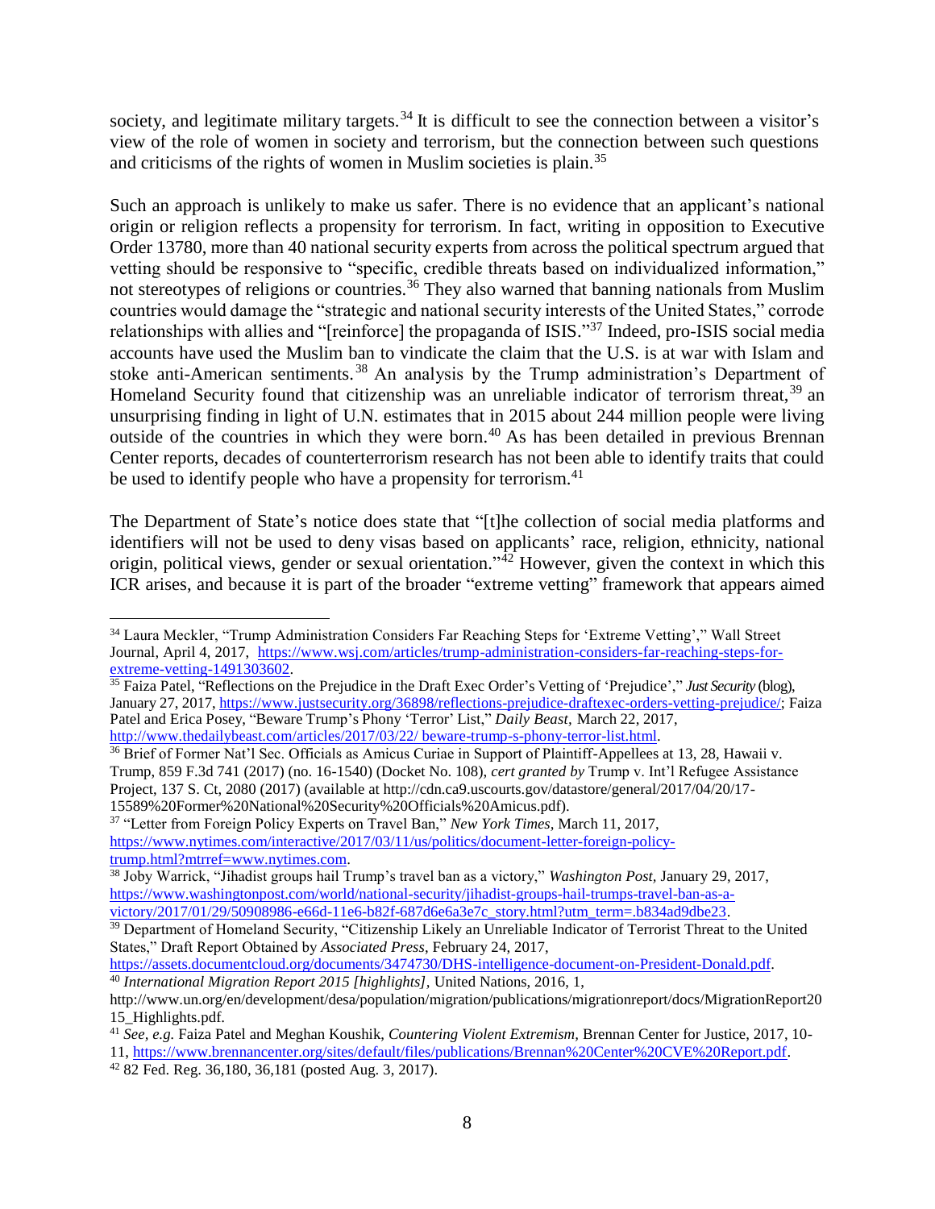society, and legitimate military targets.[34] It is difficult to see the connection between a visitor's view of the role of women in society and terrorism, but the connection between such questions and criticisms of the rights of women in Muslim societies is plain.[35]

Such an approach is unlikely to make us safer. There is no evidence that an applicant's national origin or religion reflects a propensity for terrorism. In fact, writing in opposition to Executive Order 13780, more than 40 national security experts from across the political spectrum argued that vetting should be responsive to "specific, credible threats based on individualized information," not stereotypes of religions or countries.[36] They also warned that banning nationals from Muslim countries would damage the "strategic and national security interests of the United States," corrode relationships with allies and "[reinforce] the propaganda of ISIS."[37] Indeed, pro-ISIS social media accounts have used the Muslim ban to vindicate the claim that the U.S. is at war with Islam and stoke anti-American sentiments.[38] An analysis by the Trump administration's Department of Homeland Security found that citizenship was an unreliable indicator of terrorism threat,[39] an unsurprising finding in light of U.N. estimates that in 2015 about 244 million people were living outside of the countries in which they were born.[40] As has been detailed in previous Brennan Center reports, decades of counterterrorism research has not been able to identify traits that could be used to identify people who have a propensity for terrorism.[41]

The Department of State's notice does state that "[t]he collection of social media platforms and identifiers will not be used to deny visas based on applicants' race, religion, ethnicity, national origin, political views, gender or sexual orientation."[42] However, given the context in which this ICR arises, and because it is part of the broader "extreme vetting" framework that appears aimed

---

[34] Laura Meckler, "Trump Administration Considers Far Reaching Steps for 'Extreme Vetting'," Wall Street Journal, April 4, 2017, https://www.wsj.com/articles/trump-administration-considers-far-reaching-steps-for-extreme-vetting-1491303602.

[35] Faiza Patel, "Reflections on the Prejudice in the Draft Exec Order's Vetting of 'Prejudice'," *Just Security* (blog), January 27, 2017, https://www.justsecurity.org/36898/reflections-prejudice-draftexec-orders-vetting-prejudice/; Faiza Patel and Erica Posey, "Beware Trump's Phony 'Terror' List," *Daily Beast*, March 22, 2017, http://www.thedailybeast.com/articles/2017/03/22/ beware-trump-s-phony-terror-list.html.

[36] Brief of Former Nat'l Sec. Officials as Amicus Curiae in Support of Plaintiff-Appellees at 13, 28, Hawaii v. Trump, 859 F.3d 741 (2017) (no. 16-1540) (Docket No. 108), *cert granted by* Trump v. Int'l Refugee Assistance Project, 137 S. Ct, 2080 (2017) (available at http://cdn.ca9.uscourts.gov/datastore/general/2017/04/20/17-15589%20Former%20National%20Security%20Officials%20Amicus.pdf).

[37] "Letter from Foreign Policy Experts on Travel Ban," *New York Times*, March 11, 2017, https://www.nytimes.com/interactive/2017/03/11/us/politics/document-letter-foreign-policy-trump.html?mtrref=www.nytimes.com.

[38] Joby Warrick, "Jihadist groups hail Trump's travel ban as a victory," *Washington Post*, January 29, 2017, https://www.washingtonpost.com/world/national-security/jihadist-groups-hail-trumps-travel-ban-as-a-victory/2017/01/29/50908986-e66d-11e6-b82f-687d6e6a3e7c_story.html?utm_term=.b834ad9dbe23.

[39] Department of Homeland Security, "Citizenship Likely an Unreliable Indicator of Terrorist Threat to the United States," Draft Report Obtained by *Associated Press*, February 24, 2017, https://assets.documentcloud.org/documents/3474730/DHS-intelligence-document-on-President-Donald.pdf.

[40] *International Migration Report 2015 [highlights]*, United Nations, 2016, 1, http://www.un.org/en/development/desa/population/migration/publications/migrationreport/docs/MigrationReport2015_Highlights.pdf.

[41] *See, e.g.* Faiza Patel and Meghan Koushik, *Countering Violent Extremism*, Brennan Center for Justice, 2017, 10-11, https://www.brennancenter.org/sites/default/files/publications/Brennan%20Center%20CVE%20Report.pdf.

[42] 82 Fed. Reg. 36,180, 36,181 (posted Aug. 3, 2017).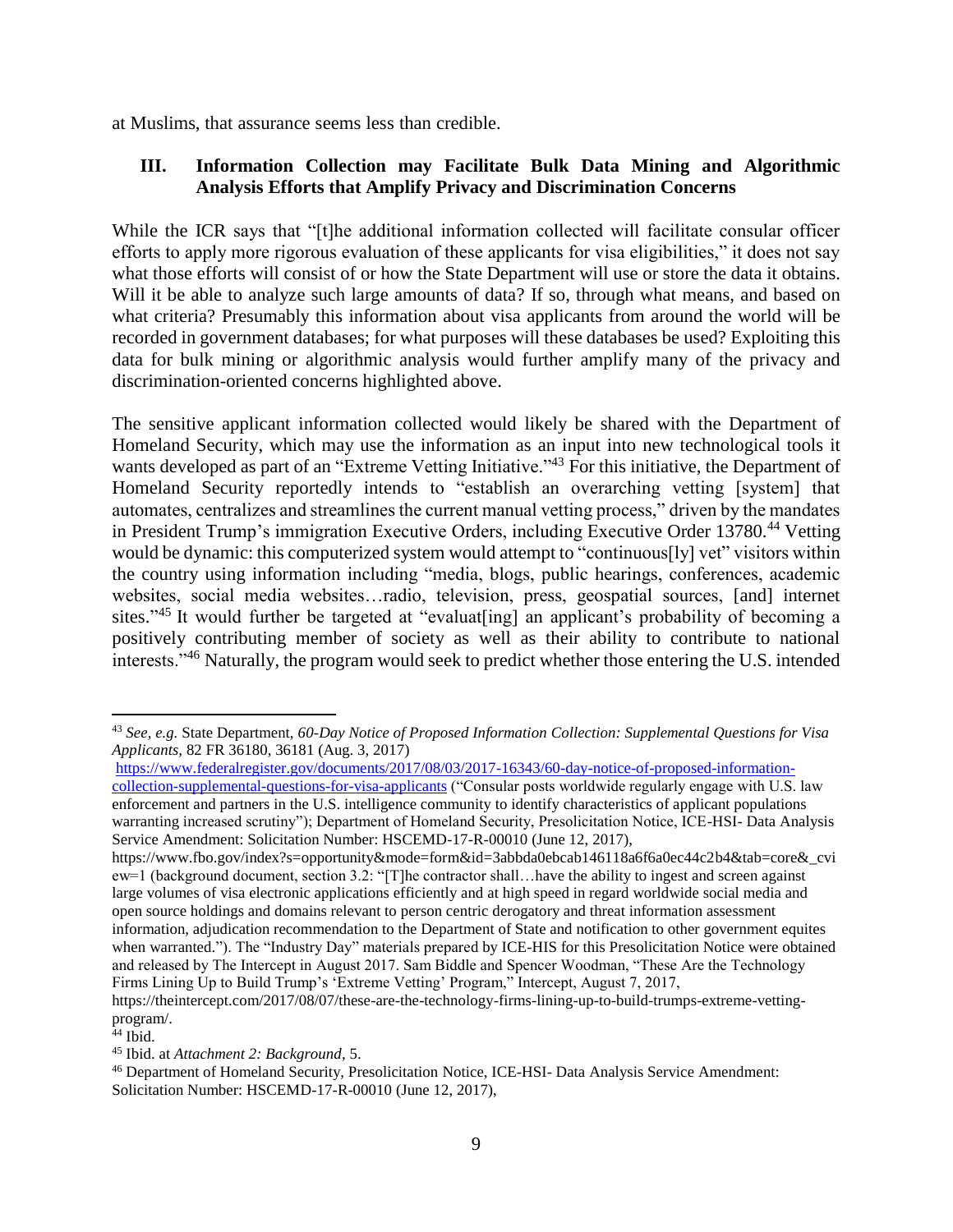at Muslims, that assurance seems less than credible.

## III. Information Collection may Facilitate Bulk Data Mining and Algorithmic Analysis Efforts that Amplify Privacy and Discrimination Concerns

While the ICR says that "[t]he additional information collected will facilitate consular officer efforts to apply more rigorous evaluation of these applicants for visa eligibilities," it does not say what those efforts will consist of or how the State Department will use or store the data it obtains. Will it be able to analyze such large amounts of data? If so, through what means, and based on what criteria? Presumably this information about visa applicants from around the world will be recorded in government databases; for what purposes will these databases be used? Exploiting this data for bulk mining or algorithmic analysis would further amplify many of the privacy and discrimination-oriented concerns highlighted above.

The sensitive applicant information collected would likely be shared with the Department of Homeland Security, which may use the information as an input into new technological tools it wants developed as part of an "Extreme Vetting Initiative."[43] For this initiative, the Department of Homeland Security reportedly intends to "establish an overarching vetting [system] that automates, centralizes and streamlines the current manual vetting process," driven by the mandates in President Trump's immigration Executive Orders, including Executive Order 13780.[44] Vetting would be dynamic: this computerized system would attempt to "continuous[ly] vet" visitors within the country using information including "media, blogs, public hearings, conferences, academic websites, social media websites…radio, television, press, geospatial sources, [and] internet sites."[45] It would further be targeted at "evaluat[ing] an applicant's probability of becoming a positively contributing member of society as well as their ability to contribute to national interests."[46] Naturally, the program would seek to predict whether those entering the U.S. intended

---

[43] *See, e.g.* State Department, *60-Day Notice of Proposed Information Collection: Supplemental Questions for Visa Applicants*, 82 FR 36180, 36181 (Aug. 3, 2017) https://www.federalregister.gov/documents/2017/08/03/2017-16343/60-day-notice-of-proposed-information-collection-supplemental-questions-for-visa-applicants ("Consular posts worldwide regularly engage with U.S. law enforcement and partners in the U.S. intelligence community to identify characteristics of applicant populations warranting increased scrutiny"); Department of Homeland Security, Presolicitation Notice, ICE-HSI- Data Analysis Service Amendment: Solicitation Number: HSCEMD-17-R-00010 (June 12, 2017), https://www.fbo.gov/index?s=opportunity&mode=form&id=3abbda0ebcab146118a6f6a0ec44c2b4&tab=core&_cview=1 (background document, section 3.2: "[T]he contractor shall…have the ability to ingest and screen against large volumes of visa electronic applications efficiently and at high speed in regard worldwide social media and open source holdings and domains relevant to person centric derogatory and threat information assessment information, adjudication recommendation to the Department of State and notification to other government equites when warranted."). The "Industry Day" materials prepared by ICE-HIS for this Presolicitation Notice were obtained and released by The Intercept in August 2017. Sam Biddle and Spencer Woodman, "These Are the Technology Firms Lining Up to Build Trump's 'Extreme Vetting' Program," Intercept, August 7, 2017, https://theintercept.com/2017/08/07/these-are-the-technology-firms-lining-up-to-build-trumps-extreme-vetting-program/.

[44] Ibid.

[45] Ibid. at *Attachment 2: Background*, 5.

[46] Department of Homeland Security, Presolicitation Notice, ICE-HSI- Data Analysis Service Amendment: Solicitation Number: HSCEMD-17-R-00010 (June 12, 2017),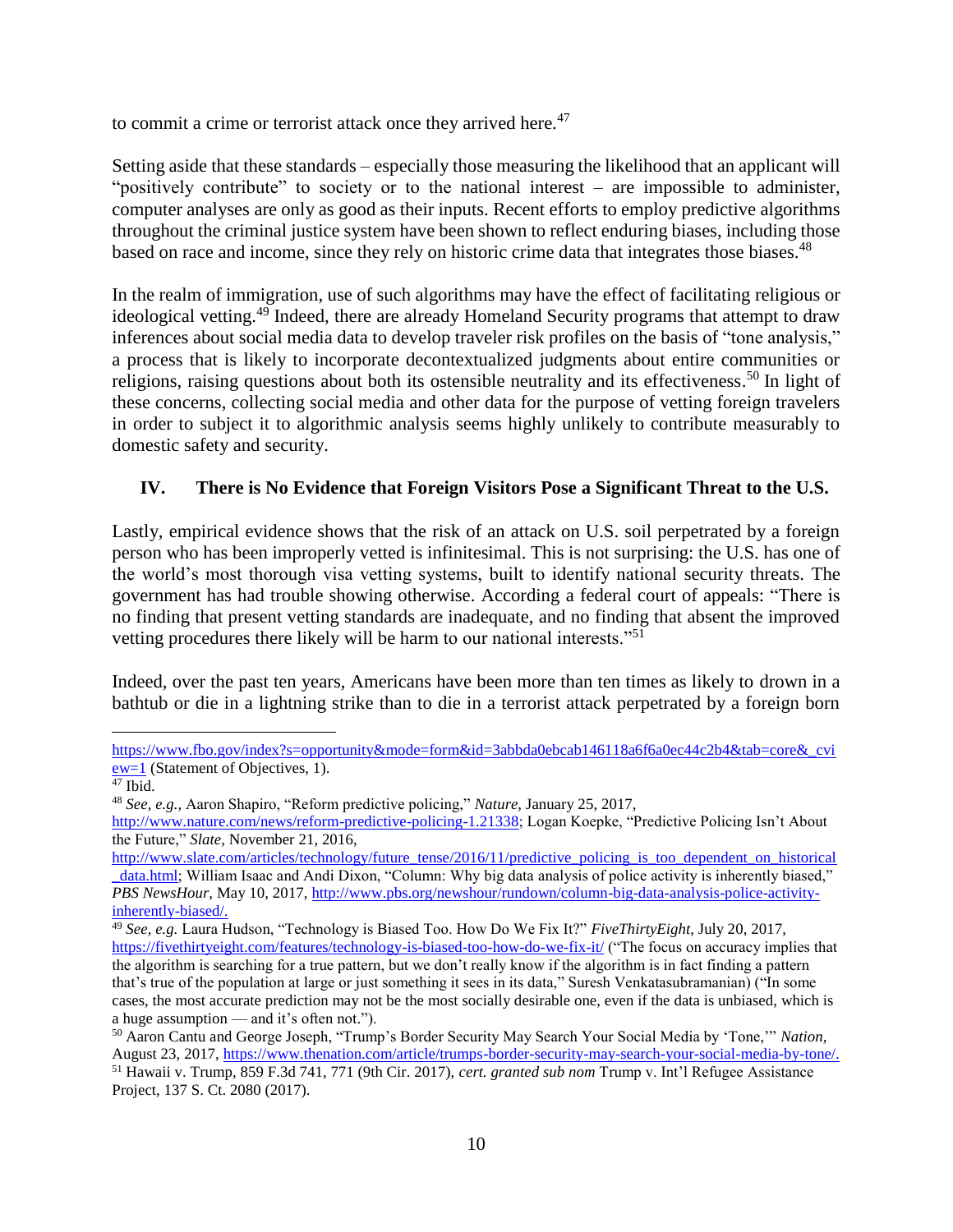to commit a crime or terrorist attack once they arrived here.[47]

Setting aside that these standards – especially those measuring the likelihood that an applicant will "positively contribute" to society or to the national interest – are impossible to administer, computer analyses are only as good as their inputs. Recent efforts to employ predictive algorithms throughout the criminal justice system have been shown to reflect enduring biases, including those based on race and income, since they rely on historic crime data that integrates those biases.[48]

In the realm of immigration, use of such algorithms may have the effect of facilitating religious or ideological vetting.[49] Indeed, there are already Homeland Security programs that attempt to draw inferences about social media data to develop traveler risk profiles on the basis of "tone analysis," a process that is likely to incorporate decontextualized judgments about entire communities or religions, raising questions about both its ostensible neutrality and its effectiveness.[50] In light of these concerns, collecting social media and other data for the purpose of vetting foreign travelers in order to subject it to algorithmic analysis seems highly unlikely to contribute measurably to domestic safety and security.

## IV. There is No Evidence that Foreign Visitors Pose a Significant Threat to the U.S.

Lastly, empirical evidence shows that the risk of an attack on U.S. soil perpetrated by a foreign person who has been improperly vetted is infinitesimal. This is not surprising: the U.S. has one of the world's most thorough visa vetting systems, built to identify national security threats. The government has had trouble showing otherwise. According a federal court of appeals: "There is no finding that present vetting standards are inadequate, and no finding that absent the improved vetting procedures there likely will be harm to our national interests."[51]

Indeed, over the past ten years, Americans have been more than ten times as likely to drown in a bathtub or die in a lightning strike than to die in a terrorist attack perpetrated by a foreign born

---

https://www.fbo.gov/index?s=opportunity&mode=form&id=3abbda0ebcab146118a6f6a0ec44c2b4&tab=core&_cview=1 (Statement of Objectives, 1).

[47] Ibid.

[48] *See, e.g.,* Aaron Shapiro, "Reform predictive policing," *Nature*, January 25, 2017, http://www.nature.com/news/reform-predictive-policing-1.21338; Logan Koepke, "Predictive Policing Isn't About the Future," *Slate*, November 21, 2016, http://www.slate.com/articles/technology/future_tense/2016/11/predictive_policing_is_too_dependent_on_historical_data.html; William Isaac and Andi Dixon, "Column: Why big data analysis of police activity is inherently biased," *PBS NewsHour*, May 10, 2017, http://www.pbs.org/newshour/rundown/column-big-data-analysis-police-activity-inherently-biased/.

[49] *See, e.g.* Laura Hudson, "Technology is Biased Too. How Do We Fix It?" *FiveThirtyEight*, July 20, 2017, https://fivethirtyeight.com/features/technology-is-biased-too-how-do-we-fix-it/ ("The focus on accuracy implies that the algorithm is searching for a true pattern, but we don't really know if the algorithm is in fact finding a pattern that's true of the population at large or just something it sees in its data," Suresh Venkatasubramanian) ("In some cases, the most accurate prediction may not be the most socially desirable one, even if the data is unbiased, which is a huge assumption — and it's often not.").

[50] Aaron Cantu and George Joseph, "Trump's Border Security May Search Your Social Media by 'Tone,'" *Nation*, August 23, 2017, https://www.thenation.com/article/trumps-border-security-may-search-your-social-media-by-tone/.

[51] Hawaii v. Trump, 859 F.3d 741, 771 (9th Cir. 2017), *cert. granted sub nom* Trump v. Int'l Refugee Assistance Project, 137 S. Ct. 2080 (2017).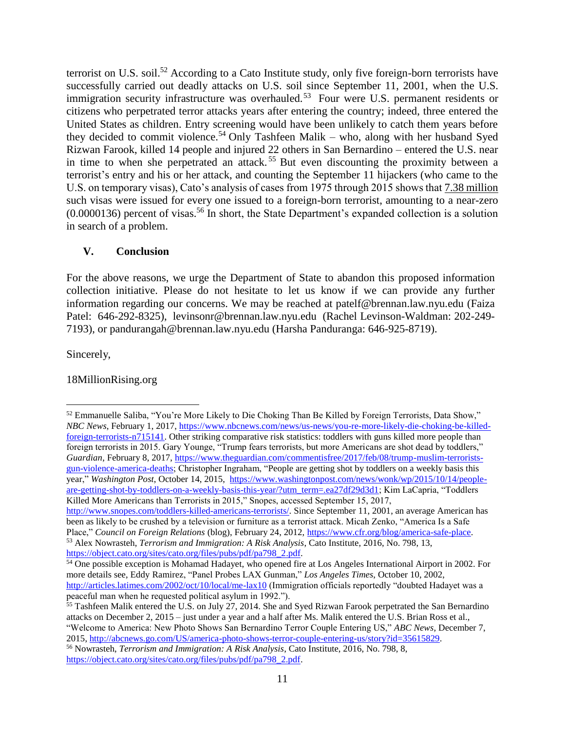terrorist on U.S. soil.[52] According to a Cato Institute study, only five foreign-born terrorists have successfully carried out deadly attacks on U.S. soil since September 11, 2001, when the U.S. immigration security infrastructure was overhauled.[53] Four were U.S. permanent residents or citizens who perpetrated terror attacks years after entering the country; indeed, three entered the United States as children. Entry screening would have been unlikely to catch them years before they decided to commit violence.[54] Only Tashfeen Malik – who, along with her husband Syed Rizwan Farook, killed 14 people and injured 22 others in San Bernardino – entered the U.S. near in time to when she perpetrated an attack.[55] But even discounting the proximity between a terrorist's entry and his or her attack, and counting the September 11 hijackers (who came to the U.S. on temporary visas), Cato's analysis of cases from 1975 through 2015 shows that 7.38 million such visas were issued for every one issued to a foreign-born terrorist, amounting to a near-zero (0.0000136) percent of visas.[56] In short, the State Department's expanded collection is a solution in search of a problem.

## V. Conclusion

For the above reasons, we urge the Department of State to abandon this proposed information collection initiative. Please do not hesitate to let us know if we can provide any further information regarding our concerns. We may be reached at patelf@brennan.law.nyu.edu (Faiza Patel: 646-292-8325), levinsonr@brennan.law.nyu.edu (Rachel Levinson-Waldman: 202-249-7193), or pandurangah@brennan.law.nyu.edu (Harsha Panduranga: 646-925-8719).

Sincerely,

18MillionRising.org

---

[52] Emmanuelle Saliba, "You're More Likely to Die Choking Than Be Killed by Foreign Terrorists, Data Show," *NBC News*, February 1, 2017, https://www.nbcnews.com/news/us-news/you-re-more-likely-die-choking-be-killed-foreign-terrorists-n715141. Other striking comparative risk statistics: toddlers with guns killed more people than foreign terrorists in 2015. Gary Younge, "Trump fears terrorists, but more Americans are shot dead by toddlers," *Guardian*, February 8, 2017, https://www.theguardian.com/commentisfree/2017/feb/08/trump-muslim-terrorists-gun-violence-america-deaths; Christopher Ingraham, "People are getting shot by toddlers on a weekly basis this year," *Washington Post*, October 14, 2015, https://www.washingtonpost.com/news/wonk/wp/2015/10/14/people-are-getting-shot-by-toddlers-on-a-weekly-basis-this-year/?utm_term=.ea27df29d3d1; Kim LaCapria, "Toddlers Killed More Americans than Terrorists in 2015," Snopes, accessed September 15, 2017, http://www.snopes.com/toddlers-killed-americans-terrorists/. Since September 11, 2001, an average American has been as likely to be crushed by a television or furniture as a terrorist attack. Micah Zenko, "America Is a Safe Place," *Council on Foreign Relations* (blog), February 24, 2012, https://www.cfr.org/blog/america-safe-place.

[53] Alex Nowrasteh, *Terrorism and Immigration: A Risk Analysis*, Cato Institute, 2016, No. 798, 13, https://object.cato.org/sites/cato.org/files/pubs/pdf/pa798_2.pdf.

[54] One possible exception is Mohamad Hadayet, who opened fire at Los Angeles International Airport in 2002. For more details see, Eddy Ramirez, "Panel Probes LAX Gunman," *Los Angeles Times*, October 10, 2002, http://articles.latimes.com/2002/oct/10/local/me-lax10 (Immigration officials reportedly "doubted Hadayet was a peaceful man when he requested political asylum in 1992.").

[55] Tashfeen Malik entered the U.S. on July 27, 2014. She and Syed Rizwan Farook perpetrated the San Bernardino attacks on December 2, 2015 – just under a year and a half after Ms. Malik entered the U.S. Brian Ross et al., "Welcome to America: New Photo Shows San Bernardino Terror Couple Entering US," *ABC News*, December 7, 2015, http://abcnews.go.com/US/america-photo-shows-terror-couple-entering-us/story?id=35615829.

[56] Nowrasteh, *Terrorism and Immigration: A Risk Analysis*, Cato Institute, 2016, No. 798, 8, https://object.cato.org/sites/cato.org/files/pubs/pdf/pa798_2.pdf.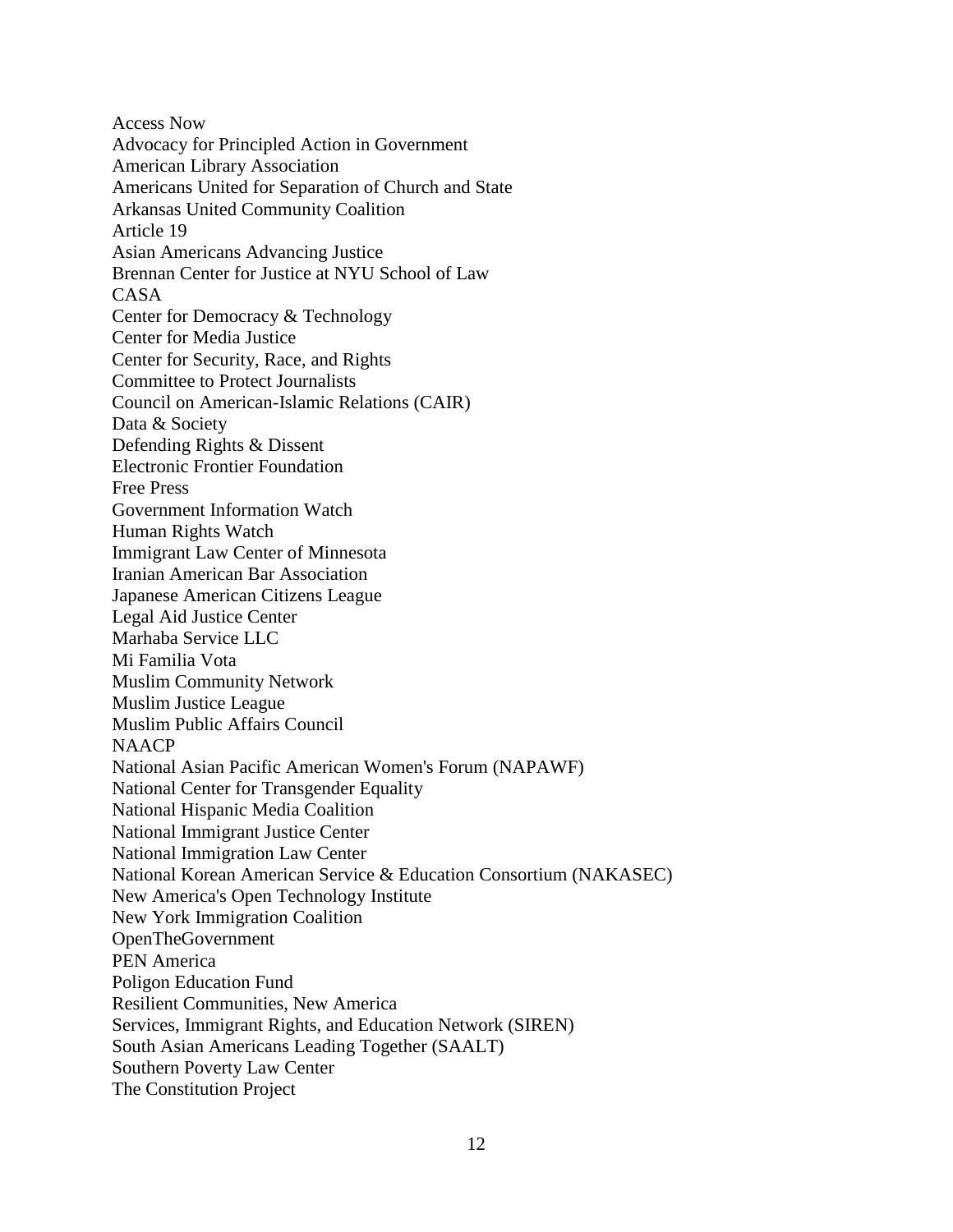Access Now
Advocacy for Principled Action in Government
American Library Association
Americans United for Separation of Church and State
Arkansas United Community Coalition
Article 19
Asian Americans Advancing Justice
Brennan Center for Justice at NYU School of Law
CASA
Center for Democracy & Technology
Center for Media Justice
Center for Security, Race, and Rights
Committee to Protect Journalists
Council on American-Islamic Relations (CAIR)
Data & Society
Defending Rights & Dissent
Electronic Frontier Foundation
Free Press
Government Information Watch
Human Rights Watch
Immigrant Law Center of Minnesota
Iranian American Bar Association
Japanese American Citizens League
Legal Aid Justice Center
Marhaba Service LLC
Mi Familia Vota
Muslim Community Network
Muslim Justice League
Muslim Public Affairs Council
NAACP
National Asian Pacific American Women's Forum (NAPAWF)
National Center for Transgender Equality
National Hispanic Media Coalition
National Immigrant Justice Center
National Immigration Law Center
National Korean American Service & Education Consortium (NAKASEC)
New America's Open Technology Institute
New York Immigration Coalition
OpenTheGovernment
PEN America
Poligon Education Fund
Resilient Communities, New America
Services, Immigrant Rights, and Education Network (SIREN)
South Asian Americans Leading Together (SAALT)
Southern Poverty Law Center
The Constitution Project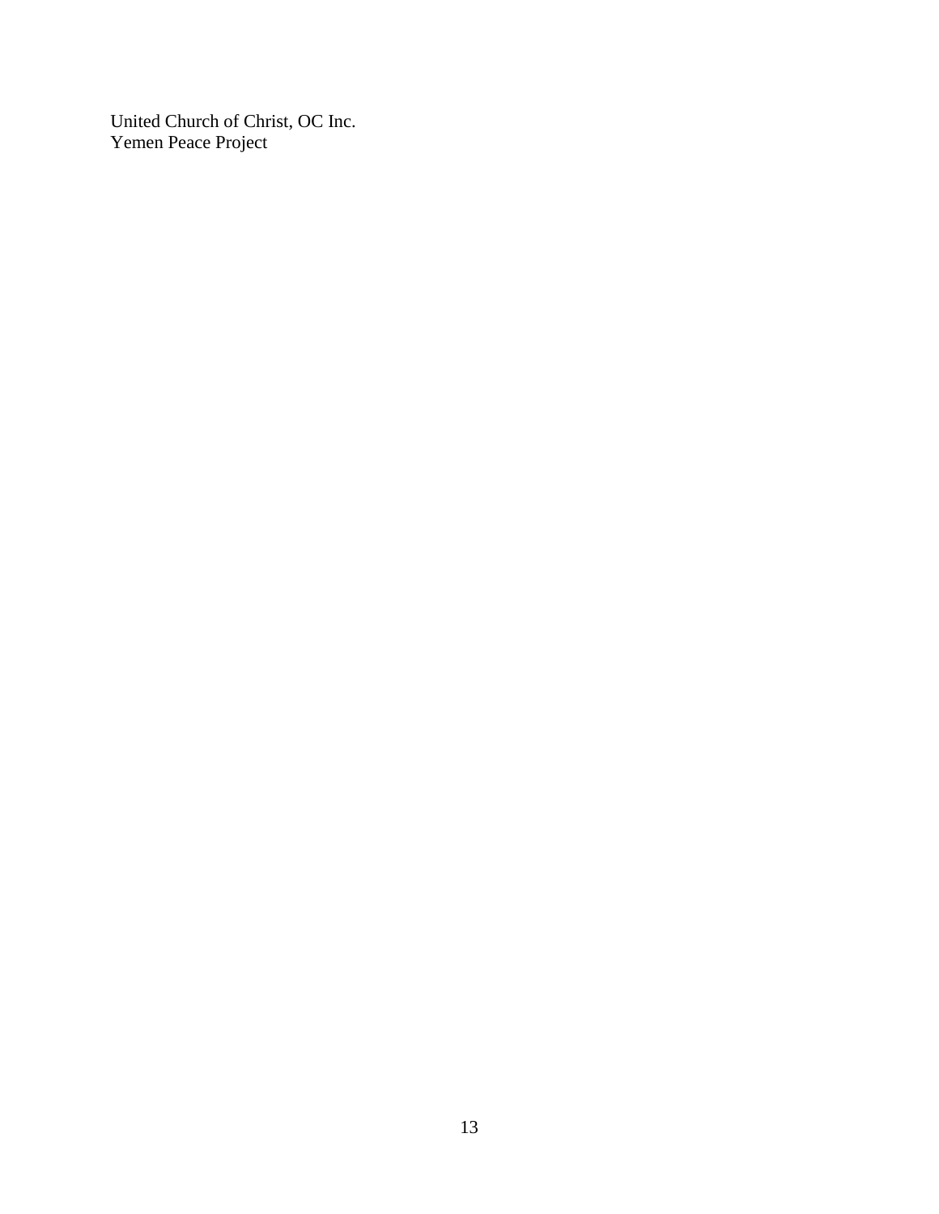United Church of Christ, OC Inc.
Yemen Peace Project